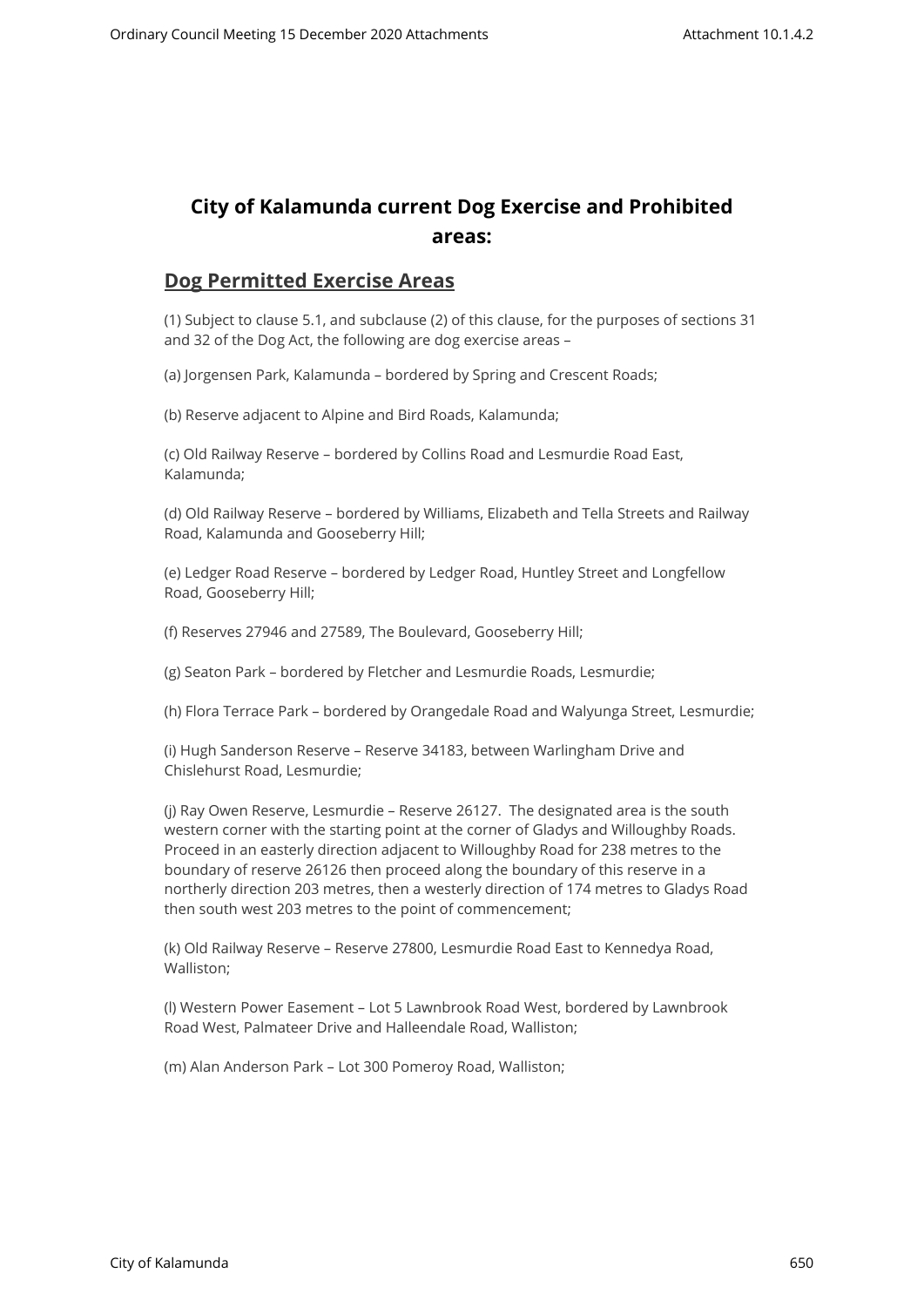# City of Kalamunda current Dog Exercise and Prohibited areas:

## Dog Permitted Exercise Areas

(1) Subject to clause 5.1, and subclause (2) of this clause, for the purposes of sections 31 and 32 of the Dog Act, the following are dog exercise areas –

(a) Jorgensen Park, Kalamunda – bordered by Spring and Crescent Roads;

(b) Reserve adjacent to Alpine and Bird Roads, Kalamunda;

(c) Old Railway Reserve – bordered by Collins Road and Lesmurdie Road East, Kalamunda;

(d) Old Railway Reserve – bordered by Williams, Elizabeth and Tella Streets and Railway Road, Kalamunda and Gooseberry Hill;

(e) Ledger Road Reserve – bordered by Ledger Road, Huntley Street and Longfellow Road, Gooseberry Hill;

(f) Reserves 27946 and 27589, The Boulevard, Gooseberry Hill;

(g) Seaton Park – bordered by Fletcher and Lesmurdie Roads, Lesmurdie;

(h) Flora Terrace Park – bordered by Orangedale Road and Walyunga Street, Lesmurdie;

(i) Hugh Sanderson Reserve – Reserve 34183, between Warlingham Drive and Chislehurst Road, Lesmurdie;

(j) Ray Owen Reserve, Lesmurdie – Reserve 26127. The designated area is the south western corner with the starting point at the corner of Gladys and Willoughby Roads. Proceed in an easterly direction adjacent to Willoughby Road for 238 metres to the boundary of reserve 26126 then proceed along the boundary of this reserve in a northerly direction 203 metres, then a westerly direction of 174 metres to Gladys Road then south west 203 metres to the point of commencement;

(k) Old Railway Reserve – Reserve 27800, Lesmurdie Road East to Kennedya Road, Walliston;

(l) Western Power Easement – Lot 5 Lawnbrook Road West, bordered by Lawnbrook Road West, Palmateer Drive and Halleendale Road, Walliston;

(m) Alan Anderson Park – Lot 300 Pomeroy Road, Walliston;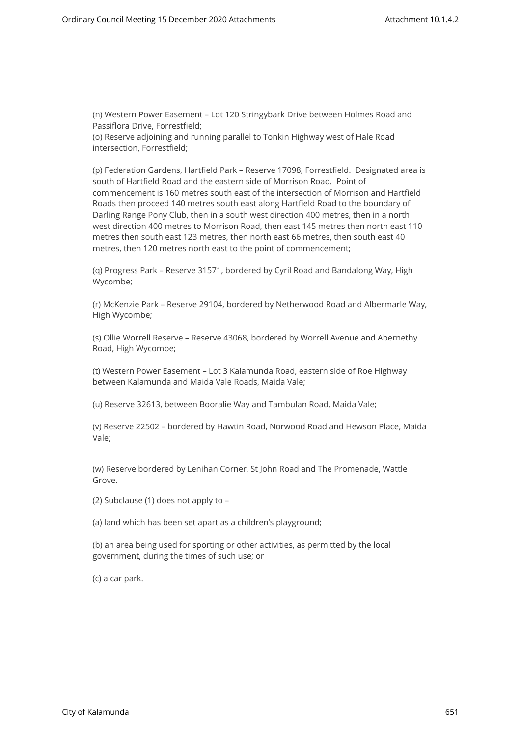(n) Western Power Easement – Lot 120 Stringybark Drive between Holmes Road and Passiflora Drive, Forrestfield;

(o) Reserve adjoining and running parallel to Tonkin Highway west of Hale Road intersection, Forrestfield;

(p) Federation Gardens, Hartfield Park – Reserve 17098, Forrestfield. Designated area is south of Hartfield Road and the eastern side of Morrison Road. Point of commencement is 160 metres south east of the intersection of Morrison and Hartfield Roads then proceed 140 metres south east along Hartfield Road to the boundary of Darling Range Pony Club, then in a south west direction 400 metres, then in a north west direction 400 metres to Morrison Road, then east 145 metres then north east 110 metres then south east 123 metres, then north east 66 metres, then south east 40 metres, then 120 metres north east to the point of commencement;

(q) Progress Park – Reserve 31571, bordered by Cyril Road and Bandalong Way, High Wycombe;

(r) McKenzie Park – Reserve 29104, bordered by Netherwood Road and Albermarle Way, High Wycombe;

(s) Ollie Worrell Reserve – Reserve 43068, bordered by Worrell Avenue and Abernethy Road, High Wycombe;

(t) Western Power Easement – Lot 3 Kalamunda Road, eastern side of Roe Highway between Kalamunda and Maida Vale Roads, Maida Vale;

(u) Reserve 32613, between Booralie Way and Tambulan Road, Maida Vale;

(v) Reserve 22502 – bordered by Hawtin Road, Norwood Road and Hewson Place, Maida Vale;

(w) Reserve bordered by Lenihan Corner, St John Road and The Promenade, Wattle Grove.

(2) Subclause (1) does not apply to –

(a) land which has been set apart as a children's playground;

(b) an area being used for sporting or other activities, as permitted by the local government, during the times of such use; or

(c) a car park.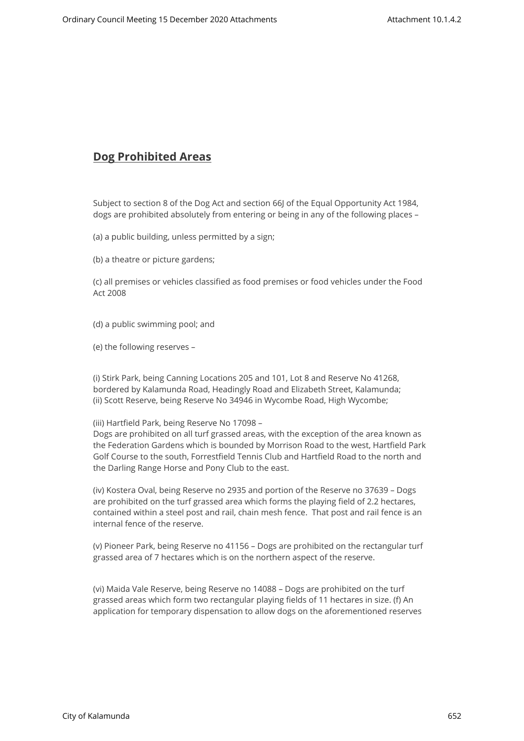## **Dog Prohibited Areas**

Subject to section 8 of the Dog Act and section 66J of the Equal Opportunity Act 1984, dogs are prohibited absolutely from entering or being in any of the following places –

(a) a public building, unless permitted by a sign;

(b) a theatre or picture gardens;

(c) all premises or vehicles classified as food premises or food vehicles under the Food Act 2008

(d) a public swimming pool; and

(e) the following reserves –

(i) Stirk Park, being Canning Locations 205 and 101, Lot 8 and Reserve No 41268, bordered by Kalamunda Road, Headingly Road and Elizabeth Street, Kalamunda;
(ii) Scott Reserve, being Reserve No 34946 in Wycombe Road, High Wycombe;

(iii) Hartfield Park, being Reserve No 17098 –
Dogs are prohibited on all turf grassed areas, with the exception of the area known as the Federation Gardens which is bounded by Morrison Road to the west, Hartfield Park Golf Course to the south, Forrestfield Tennis Club and Hartfield Road to the north and the Darling Range Horse and Pony Club to the east.

(iv) Kostera Oval, being Reserve no 2935 and portion of the Reserve no 37639 – Dogs are prohibited on the turf grassed area which forms the playing field of 2.2 hectares, contained within a steel post and rail, chain mesh fence. That post and rail fence is an internal fence of the reserve.

(v) Pioneer Park, being Reserve no 41156 – Dogs are prohibited on the rectangular turf grassed area of 7 hectares which is on the northern aspect of the reserve.

(vi) Maida Vale Reserve, being Reserve no 14088 – Dogs are prohibited on the turf grassed areas which form two rectangular playing fields of 11 hectares in size. (f) An application for temporary dispensation to allow dogs on the aforementioned reserves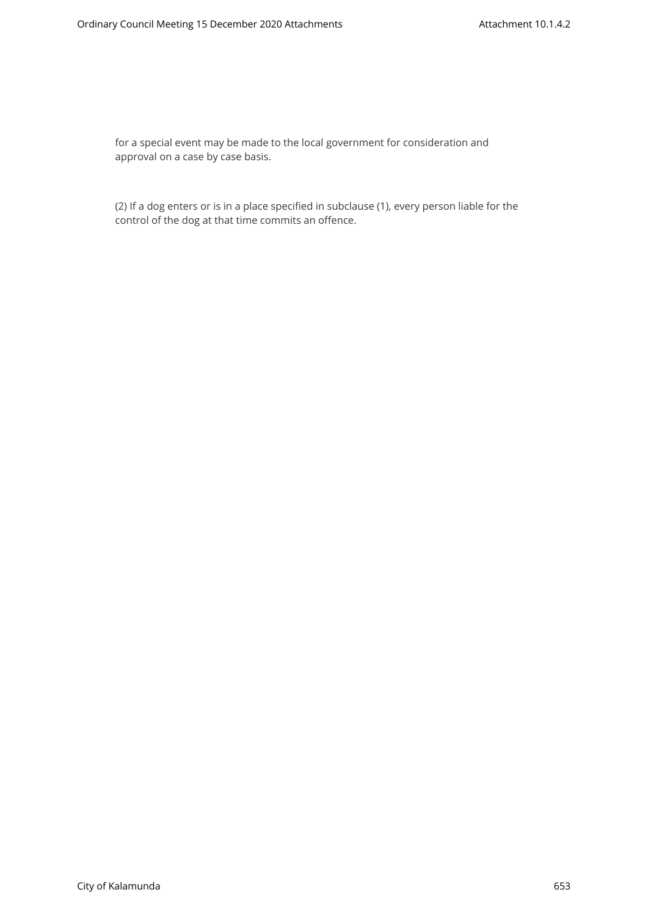for a special event may be made to the local government for consideration and approval on a case by case basis.

(2) If a dog enters or is in a place specified in subclause (1), every person liable for the control of the dog at that time commits an offence.